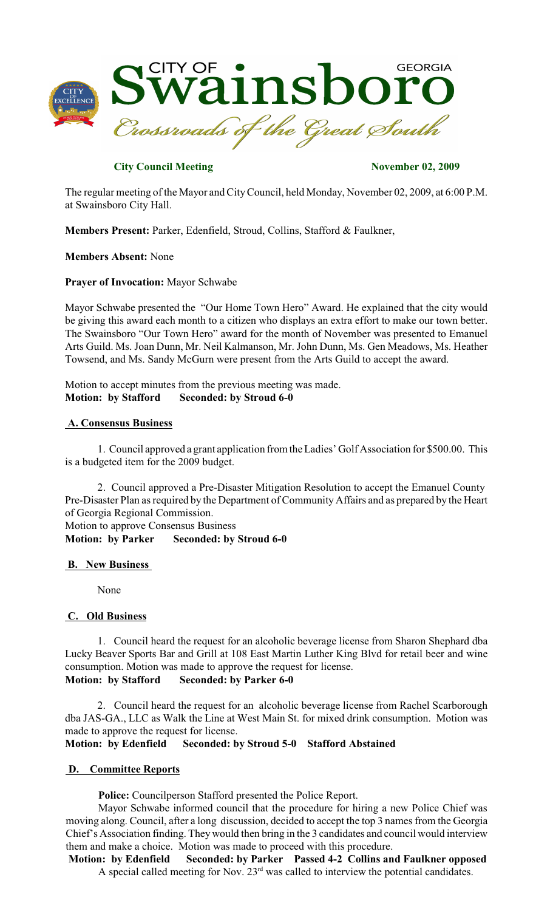**City Council Meeting** **November 02, 2009**

The regular meeting of the Mayor and City Council, held Monday, November 02, 2009, at 6:00 P.M. at Swainsboro City Hall.

**Members Present:** Parker, Edenfield, Stroud, Collins, Stafford & Faulkner,

**Members Absent:** None

**Prayer of Invocation:** Mayor Schwabe

Mayor Schwabe presented the "Our Home Town Hero" Award. He explained that the city would be giving this award each month to a citizen who displays an extra effort to make our town better. The Swainsboro "Our Town Hero" award for the month of November was presented to Emanuel Arts Guild. Ms. Joan Dunn, Mr. Neil Kalmanson, Mr. John Dunn, Ms. Gen Meadows, Ms. Heather Towsend, and Ms. Sandy McGurn were present from the Arts Guild to accept the award.

Motion to accept minutes from the previous meeting was made.
**Motion: by Stafford Seconded: by Stroud 6-0**

## A. Consensus Business

1. Council approved a grant application from the Ladies' Golf Association for $500.00. This is a budgeted item for the 2009 budget.

2. Council approved a Pre-Disaster Mitigation Resolution to accept the Emanuel County Pre-Disaster Plan as required by the Department of Community Affairs and as prepared by the Heart of Georgia Regional Commission.

Motion to approve Consensus Business
**Motion: by Parker Seconded: by Stroud 6-0**

## B. New Business

None

## C. Old Business

1. Council heard the request for an alcoholic beverage license from Sharon Shephard dba Lucky Beaver Sports Bar and Grill at 108 East Martin Luther King Blvd for retail beer and wine consumption. Motion was made to approve the request for license.
**Motion: by Stafford Seconded: by Parker 6-0**

2. Council heard the request for an alcoholic beverage license from Rachel Scarborough dba JAS-GA., LLC as Walk the Line at West Main St. for mixed drink consumption. Motion was made to approve the request for license.
**Motion: by Edenfield Seconded: by Stroud 5-0 Stafford Abstained**

## D. Committee Reports

**Police:** Councilperson Stafford presented the Police Report.

Mayor Schwabe informed council that the procedure for hiring a new Police Chief was moving along. Council, after a long discussion, decided to accept the top 3 names from the Georgia Chief's Association finding. They would then bring in the 3 candidates and council would interview them and make a choice. Motion was made to proceed with this procedure.
**Motion: by Edenfield Seconded: by Parker Passed 4-2 Collins and Faulkner opposed**

A special called meeting for Nov. 23rd was called to interview the potential candidates.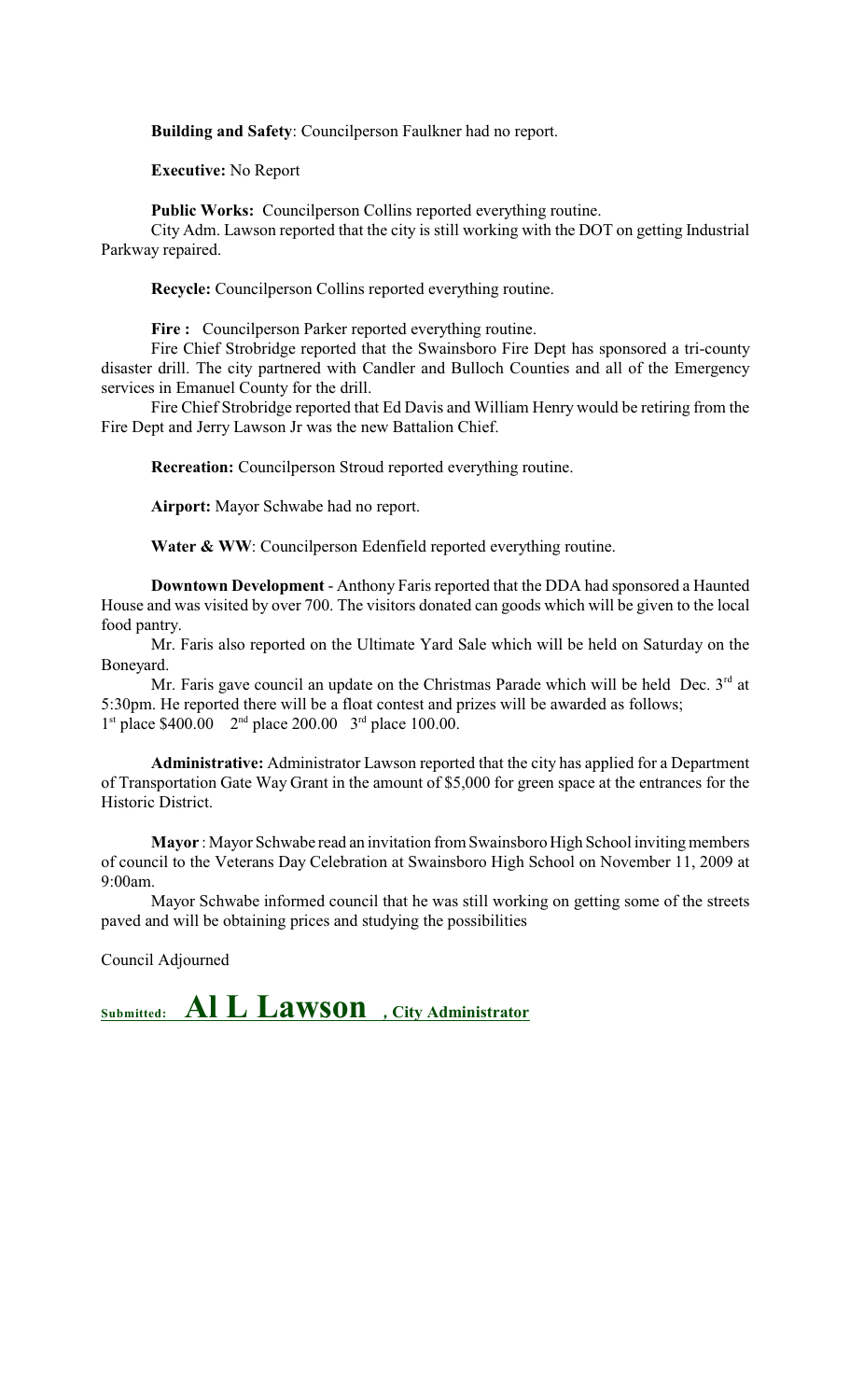**Building and Safety**: Councilperson Faulkner had no report.

**Executive:** No Report

**Public Works:** Councilperson Collins reported everything routine.

City Adm. Lawson reported that the city is still working with the DOT on getting Industrial Parkway repaired.

**Recycle:** Councilperson Collins reported everything routine.

**Fire :** Councilperson Parker reported everything routine.

Fire Chief Strobridge reported that the Swainsboro Fire Dept has sponsored a tri-county disaster drill. The city partnered with Candler and Bulloch Counties and all of the Emergency services in Emanuel County for the drill.

Fire Chief Strobridge reported that Ed Davis and William Henry would be retiring from the Fire Dept and Jerry Lawson Jr was the new Battalion Chief.

**Recreation:** Councilperson Stroud reported everything routine.

**Airport:** Mayor Schwabe had no report.

**Water & WW**: Councilperson Edenfield reported everything routine.

**Downtown Development** - Anthony Faris reported that the DDA had sponsored a Haunted House and was visited by over 700. The visitors donated can goods which will be given to the local food pantry.

Mr. Faris also reported on the Ultimate Yard Sale which will be held on Saturday on the Boneyard.

Mr. Faris gave council an update on the Christmas Parade which will be held Dec. 3rd at 5:30pm. He reported there will be a float contest and prizes will be awarded as follows;
1st place $400.00   2nd place 200.00   3rd place 100.00.

**Administrative:** Administrator Lawson reported that the city has applied for a Department of Transportation Gate Way Grant in the amount of $5,000 for green space at the entrances for the Historic District.

**Mayor** : Mayor Schwabe read an invitation from Swainsboro High School inviting members of council to the Veterans Day Celebration at Swainsboro High School on November 11, 2009 at 9:00am.

Mayor Schwabe informed council that he was still working on getting some of the streets paved and will be obtaining prices and studying the possibilities

Council Adjourned

**Submitted: Al L Lawson , City Administrator**